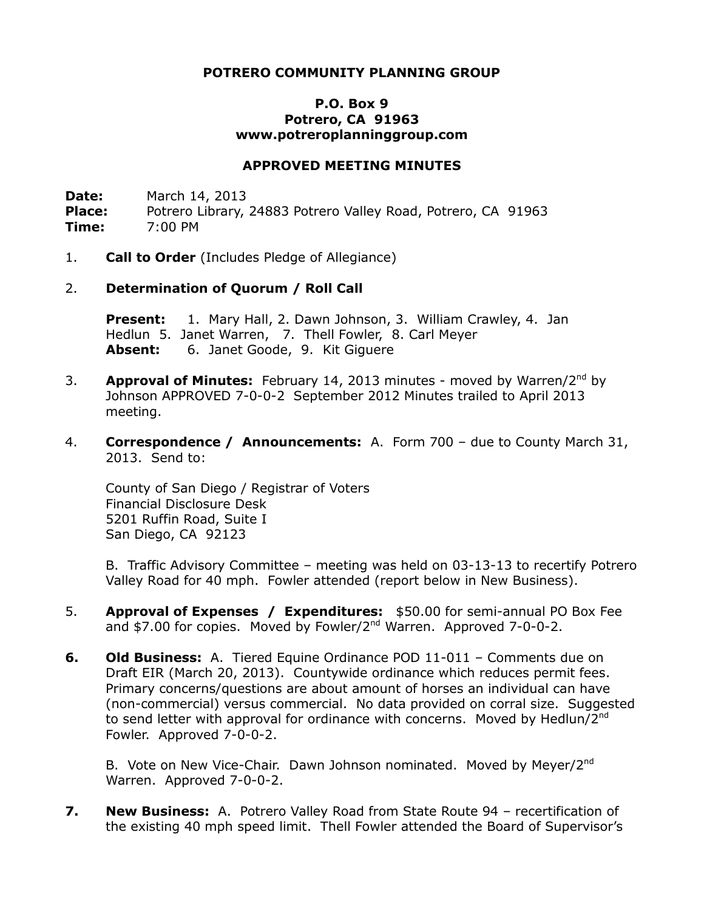**POTRERO COMMUNITY PLANNING GROUP**

**P.O. Box 9**
**Potrero, CA 91963**
**www.potreroplanninggroup.com**

**APPROVED MEETING MINUTES**

**Date:** March 14, 2013
**Place:** Potrero Library, 24883 Potrero Valley Road, Potrero, CA 91963
**Time:** 7:00 PM

1. **Call to Order** (Includes Pledge of Allegiance)

2. **Determination of Quorum / Roll Call**

   **Present:** 1. Mary Hall, 2. Dawn Johnson, 3. William Crawley, 4. Jan Hedlun 5. Janet Warren, 7. Thell Fowler, 8. Carl Meyer
   **Absent:** 6. Janet Goode, 9. Kit Giguere

3. **Approval of Minutes:** February 14, 2013 minutes - moved by Warren/2nd by Johnson APPROVED 7-0-0-2 September 2012 Minutes trailed to April 2013 meeting.

4. **Correspondence / Announcements:** A. Form 700 – due to County March 31, 2013. Send to:

   County of San Diego / Registrar of Voters
   Financial Disclosure Desk
   5201 Ruffin Road, Suite I
   San Diego, CA 92123

   B. Traffic Advisory Committee – meeting was held on 03-13-13 to recertify Potrero Valley Road for 40 mph. Fowler attended (report below in New Business).

5. **Approval of Expenses / Expenditures:** $50.00 for semi-annual PO Box Fee and $7.00 for copies. Moved by Fowler/2nd Warren. Approved 7-0-0-2.

6. **Old Business:** A. Tiered Equine Ordinance POD 11-011 – Comments due on Draft EIR (March 20, 2013). Countywide ordinance which reduces permit fees. Primary concerns/questions are about amount of horses an individual can have (non-commercial) versus commercial. No data provided on corral size. Suggested to send letter with approval for ordinance with concerns. Moved by Hedlun/2nd Fowler. Approved 7-0-0-2.

   B. Vote on New Vice-Chair. Dawn Johnson nominated. Moved by Meyer/2nd Warren. Approved 7-0-0-2.

7. **New Business:** A. Potrero Valley Road from State Route 94 – recertification of the existing 40 mph speed limit. Thell Fowler attended the Board of Supervisor's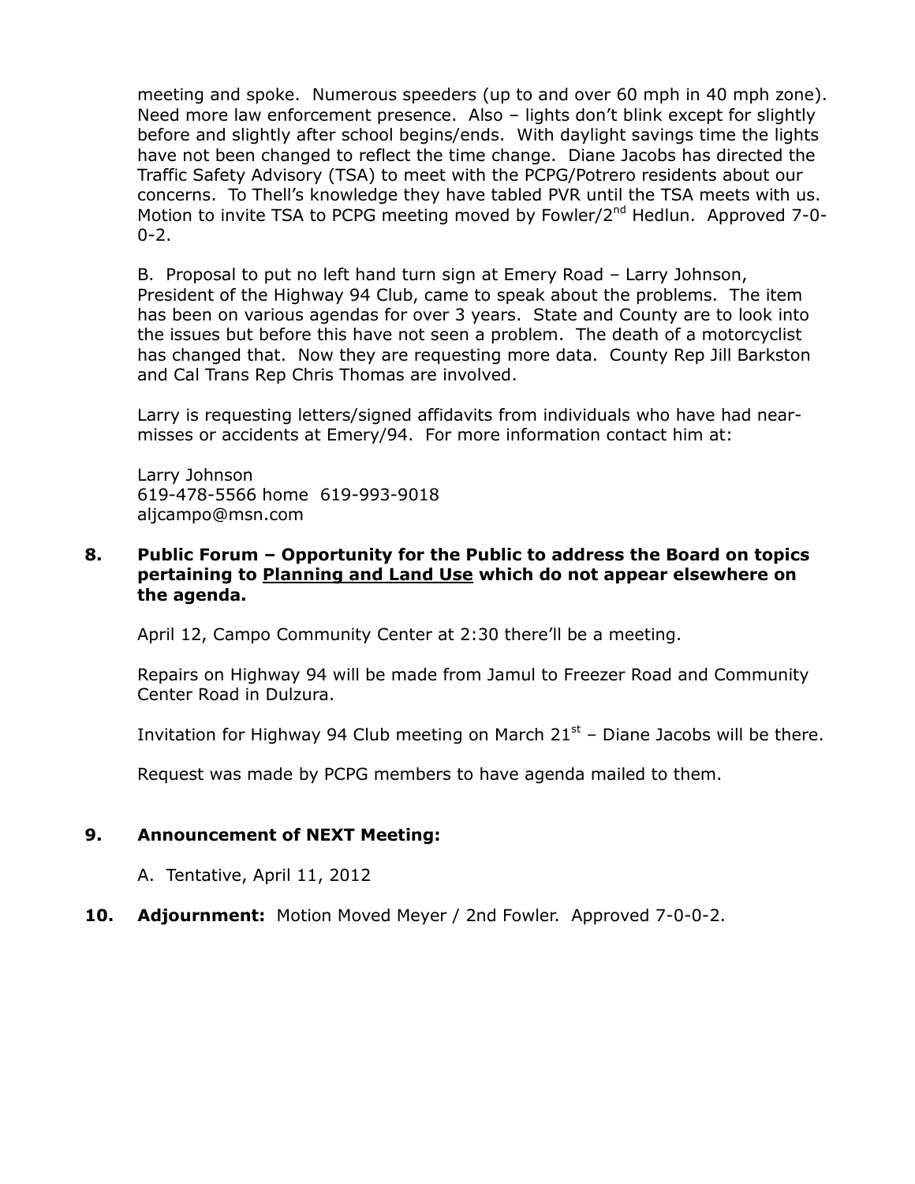meeting and spoke. Numerous speeders (up to and over 60 mph in 40 mph zone). Need more law enforcement presence. Also – lights don't blink except for slightly before and slightly after school begins/ends. With daylight savings time the lights have not been changed to reflect the time change. Diane Jacobs has directed the Traffic Safety Advisory (TSA) to meet with the PCPG/Potrero residents about our concerns. To Thell's knowledge they have tabled PVR until the TSA meets with us. Motion to invite TSA to PCPG meeting moved by Fowler/2nd Hedlun. Approved 7-0-0-2.

B. Proposal to put no left hand turn sign at Emery Road – Larry Johnson, President of the Highway 94 Club, came to speak about the problems. The item has been on various agendas for over 3 years. State and County are to look into the issues but before this have not seen a problem. The death of a motorcyclist has changed that. Now they are requesting more data. County Rep Jill Barkston and Cal Trans Rep Chris Thomas are involved.

Larry is requesting letters/signed affidavits from individuals who have had near-misses or accidents at Emery/94. For more information contact him at:

Larry Johnson
619-478-5566 home 619-993-9018
aljcampo@msn.com

**8. Public Forum – Opportunity for the Public to address the Board on topics pertaining to Planning and Land Use which do not appear elsewhere on the agenda.**

April 12, Campo Community Center at 2:30 there'll be a meeting.

Repairs on Highway 94 will be made from Jamul to Freezer Road and Community Center Road in Dulzura.

Invitation for Highway 94 Club meeting on March 21st – Diane Jacobs will be there.

Request was made by PCPG members to have agenda mailed to them.

**9. Announcement of NEXT Meeting:**

A. Tentative, April 11, 2012

**10. Adjournment:** Motion Moved Meyer / 2nd Fowler. Approved 7-0-0-2.